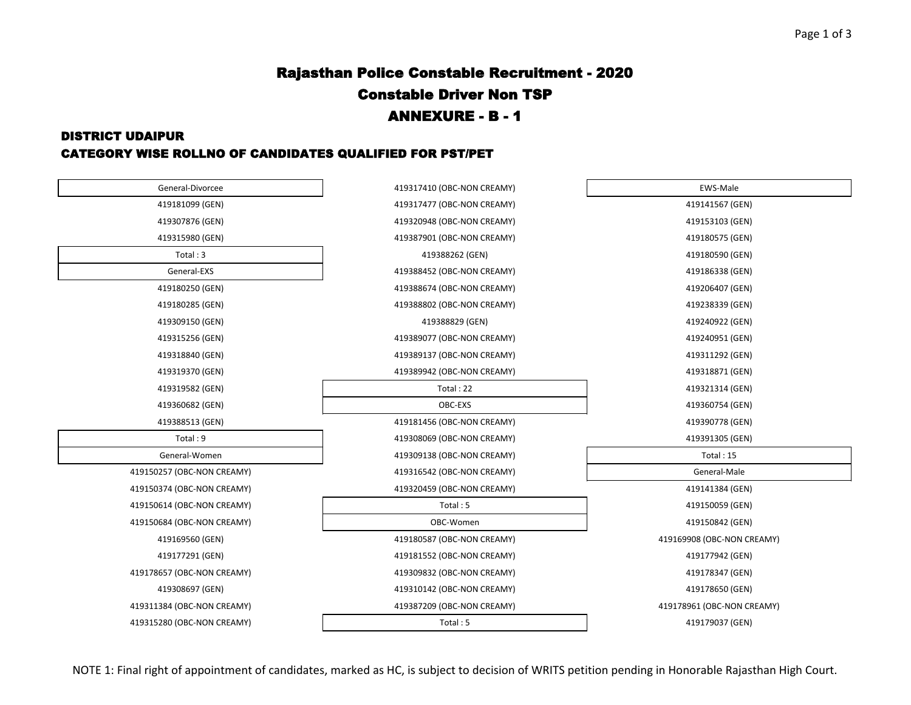# Rajasthan Police Constable Recruitment - 2020

## Constable Driver Non TSP

## ANNEXURE - B - 1

### DISTRICT UDAIPUR

### CATEGORY WISE ROLLNO OF CANDIDATES QUALIFIED FOR PST/PET

| General-Divorcee |
|---|
| 419181099 (GEN) |
| 419307876 (GEN) |
| 419315980 (GEN) |
| Total : 3 |

| General-EXS |
|---|
| 419180250 (GEN) |
| 419180285 (GEN) |
| 419309150 (GEN) |
| 419315256 (GEN) |
| 419318840 (GEN) |
| 419319370 (GEN) |
| 419319582 (GEN) |
| 419360682 (GEN) |
| 419388513 (GEN) |
| Total : 9 |

| General-Women |
|---|
| 419150257 (OBC-NON CREAMY) |
| 419150374 (OBC-NON CREAMY) |
| 419150614 (OBC-NON CREAMY) |
| 419150684 (OBC-NON CREAMY) |
| 419169560 (GEN) |
| 419177291 (GEN) |
| 419178657 (OBC-NON CREAMY) |
| 419308697 (GEN) |
| 419311384 (OBC-NON CREAMY) |
| 419315280 (OBC-NON CREAMY) |
| 419317410 (OBC-NON CREAMY) |
| 419317477 (OBC-NON CREAMY) |
| 419320948 (OBC-NON CREAMY) |
| 419387901 (OBC-NON CREAMY) |
| 419388262 (GEN) |
| 419388452 (OBC-NON CREAMY) |
| 419388674 (OBC-NON CREAMY) |
| 419388802 (OBC-NON CREAMY) |
| 419388829 (GEN) |
| 419389077 (OBC-NON CREAMY) |
| 419389137 (OBC-NON CREAMY) |
| 419389942 (OBC-NON CREAMY) |
| Total : 22 |

| OBC-EXS |
|---|
| 419181456 (OBC-NON CREAMY) |
| 419308069 (OBC-NON CREAMY) |
| 419309138 (OBC-NON CREAMY) |
| 419316542 (OBC-NON CREAMY) |
| 419320459 (OBC-NON CREAMY) |
| Total : 5 |

| OBC-Women |
|---|
| 419180587 (OBC-NON CREAMY) |
| 419181552 (OBC-NON CREAMY) |
| 419309832 (OBC-NON CREAMY) |
| 419310142 (OBC-NON CREAMY) |
| 419387209 (OBC-NON CREAMY) |
| Total : 5 |

| EWS-Male |
|---|
| 419141567 (GEN) |
| 419153103 (GEN) |
| 419180575 (GEN) |
| 419180590 (GEN) |
| 419186338 (GEN) |
| 419206407 (GEN) |
| 419238339 (GEN) |
| 419240922 (GEN) |
| 419240951 (GEN) |
| 419311292 (GEN) |
| 419318871 (GEN) |
| 419321314 (GEN) |
| 419360754 (GEN) |
| 419390778 (GEN) |
| 419391305 (GEN) |
| Total : 15 |

| General-Male |
|---|
| 419141384 (GEN) |
| 419150059 (GEN) |
| 419150842 (GEN) |
| 419169908 (OBC-NON CREAMY) |
| 419177942 (GEN) |
| 419178347 (GEN) |
| 419178650 (GEN) |
| 419178961 (OBC-NON CREAMY) |
| 419179037 (GEN) |

NOTE 1: Final right of appointment of candidates, marked as HC, is subject to decision of WRITS petition pending in Honorable Rajasthan High Court.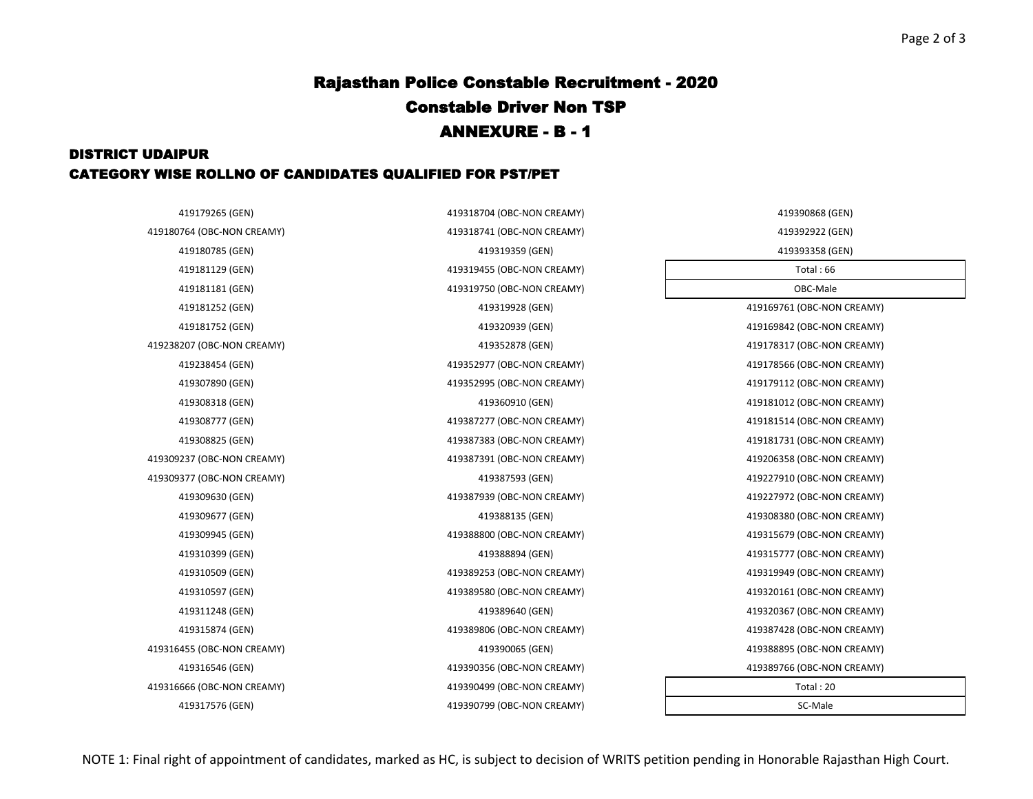# Rajasthan Police Constable Recruitment - 2020

## Constable Driver Non TSP

## ANNEXURE - B - 1

### DISTRICT UDAIPUR

### CATEGORY WISE ROLLNO OF CANDIDATES QUALIFIED FOR PST/PET

419179265 (GEN)
419180764 (OBC-NON CREAMY)
419180785 (GEN)
419181129 (GEN)
419181181 (GEN)
419181252 (GEN)
419181752 (GEN)
419238207 (OBC-NON CREAMY)
419238454 (GEN)
419307890 (GEN)
419308318 (GEN)
419308777 (GEN)
419308825 (GEN)
419309237 (OBC-NON CREAMY)
419309377 (OBC-NON CREAMY)
419309630 (GEN)
419309677 (GEN)
419309945 (GEN)
419310399 (GEN)
419310509 (GEN)
419310597 (GEN)
419311248 (GEN)
419315874 (GEN)
419316455 (OBC-NON CREAMY)
419316546 (GEN)
419316666 (OBC-NON CREAMY)
419317576 (GEN)
419318704 (OBC-NON CREAMY)
419318741 (OBC-NON CREAMY)
419319359 (GEN)
419319455 (OBC-NON CREAMY)
419319750 (OBC-NON CREAMY)
419319928 (GEN)
419320939 (GEN)
419352878 (GEN)
419352977 (OBC-NON CREAMY)
419352995 (OBC-NON CREAMY)
419360910 (GEN)
419387277 (OBC-NON CREAMY)
419387383 (OBC-NON CREAMY)
419387391 (OBC-NON CREAMY)
419387593 (GEN)
419387939 (OBC-NON CREAMY)
419388135 (GEN)
419388800 (OBC-NON CREAMY)
419388894 (GEN)
419389253 (OBC-NON CREAMY)
419389580 (OBC-NON CREAMY)
419389640 (GEN)
419389806 (OBC-NON CREAMY)
419390065 (GEN)
419390356 (OBC-NON CREAMY)
419390499 (OBC-NON CREAMY)
419390799 (OBC-NON CREAMY)
419390868 (GEN)
419392922 (GEN)
419393358 (GEN)

| Total : 66 |
|---|
| OBC-Male |

419169761 (OBC-NON CREAMY)
419169842 (OBC-NON CREAMY)
419178317 (OBC-NON CREAMY)
419178566 (OBC-NON CREAMY)
419179112 (OBC-NON CREAMY)
419181012 (OBC-NON CREAMY)
419181514 (OBC-NON CREAMY)
419181731 (OBC-NON CREAMY)
419206358 (OBC-NON CREAMY)
419227910 (OBC-NON CREAMY)
419227972 (OBC-NON CREAMY)
419308380 (OBC-NON CREAMY)
419315679 (OBC-NON CREAMY)
419315777 (OBC-NON CREAMY)
419319949 (OBC-NON CREAMY)
419320161 (OBC-NON CREAMY)
419320367 (OBC-NON CREAMY)
419387428 (OBC-NON CREAMY)
419388895 (OBC-NON CREAMY)
419389766 (OBC-NON CREAMY)

| Total : 20 |
|---|
| SC-Male |

NOTE 1: Final right of appointment of candidates, marked as HC, is subject to decision of WRITS petition pending in Honorable Rajasthan High Court.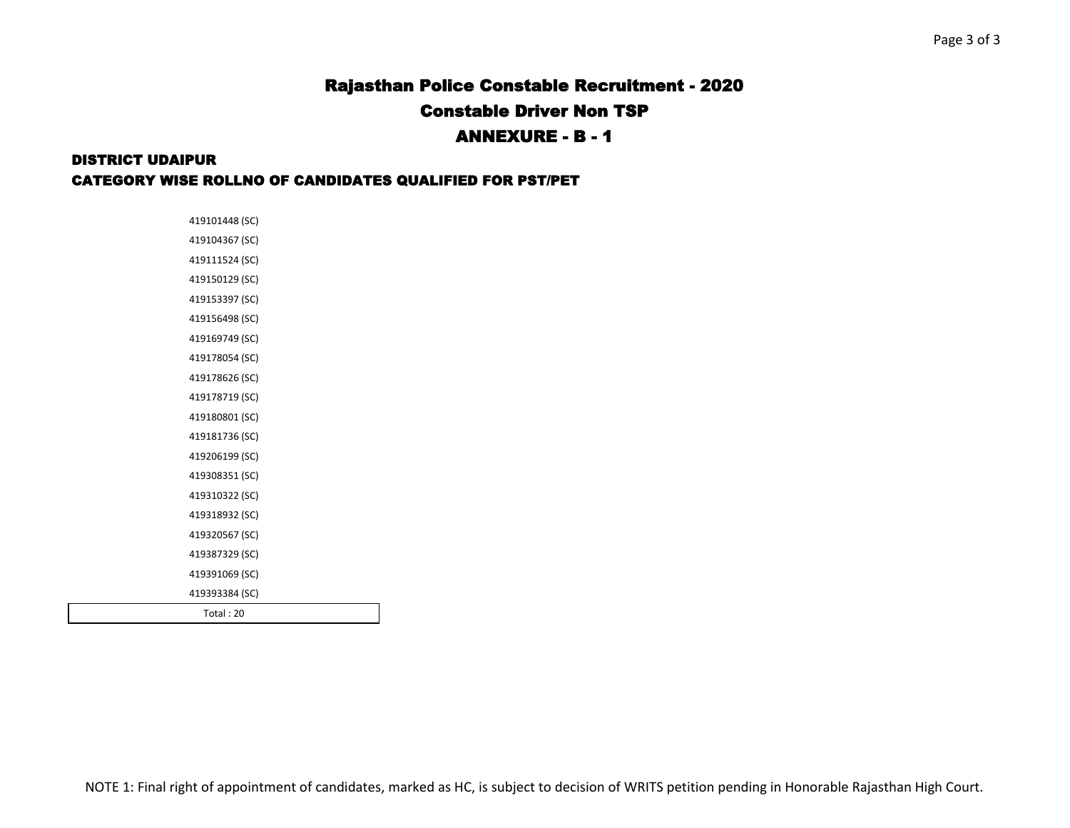# Rajasthan Police Constable Recruitment - 2020

## Constable Driver Non TSP

## ANNEXURE - B - 1

### DISTRICT UDAIPUR

### CATEGORY WISE ROLLNO OF CANDIDATES QUALIFIED FOR PST/PET

419101448 (SC)

419104367 (SC)

419111524 (SC)

419150129 (SC)

419153397 (SC)

419156498 (SC)

419169749 (SC)

419178054 (SC)

419178626 (SC)

419178719 (SC)

419180801 (SC)

419181736 (SC)

419206199 (SC)

419308351 (SC)

419310322 (SC)

419318932 (SC)

419320567 (SC)

419387329 (SC)

419391069 (SC)

419393384 (SC)

Total : 20

NOTE 1: Final right of appointment of candidates, marked as HC, is subject to decision of WRITS petition pending in Honorable Rajasthan High Court.